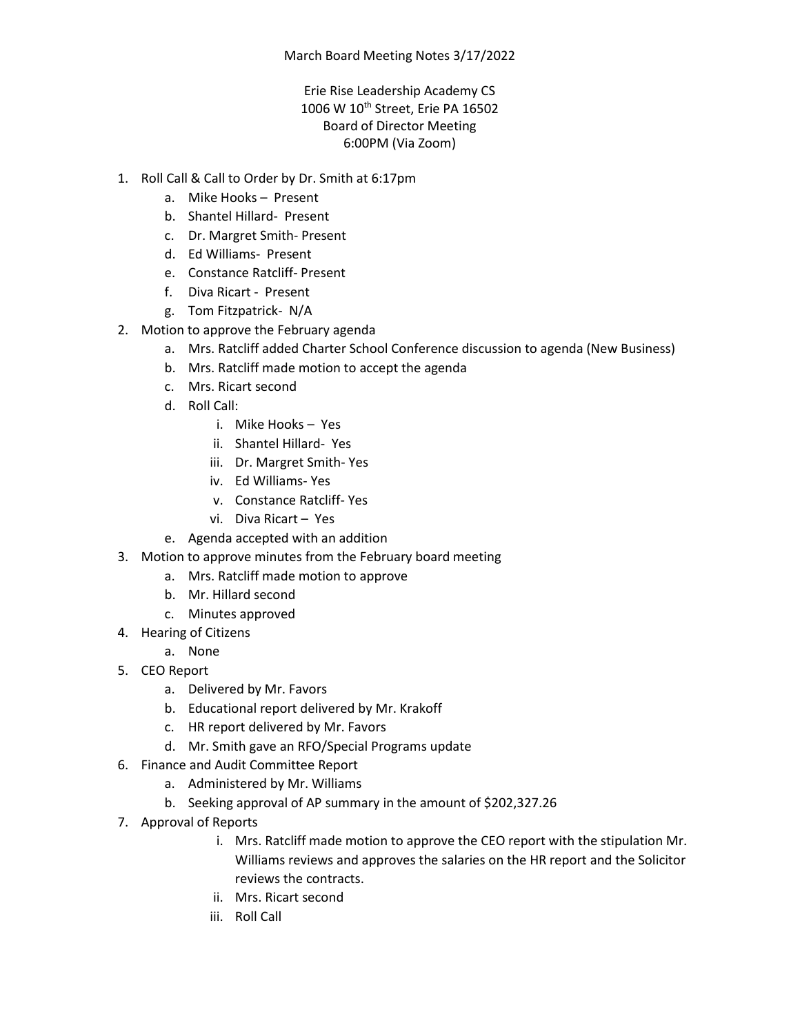March Board Meeting Notes 3/17/2022

Erie Rise Leadership Academy CS
1006 W 10th Street, Erie PA 16502
Board of Director Meeting
6:00PM (Via Zoom)

1. Roll Call & Call to Order by Dr. Smith at 6:17pm
   a. Mike Hooks – Present
   b. Shantel Hillard- Present
   c. Dr. Margret Smith- Present
   d. Ed Williams- Present
   e. Constance Ratcliff- Present
   f. Diva Ricart - Present
   g. Tom Fitzpatrick- N/A
2. Motion to approve the February agenda
   a. Mrs. Ratcliff added Charter School Conference discussion to agenda (New Business)
   b. Mrs. Ratcliff made motion to accept the agenda
   c. Mrs. Ricart second
   d. Roll Call:
      i. Mike Hooks – Yes
      ii. Shantel Hillard- Yes
      iii. Dr. Margret Smith- Yes
      iv. Ed Williams- Yes
      v. Constance Ratcliff- Yes
      vi. Diva Ricart – Yes
   e. Agenda accepted with an addition
3. Motion to approve minutes from the February board meeting
   a. Mrs. Ratcliff made motion to approve
   b. Mr. Hillard second
   c. Minutes approved
4. Hearing of Citizens
   a. None
5. CEO Report
   a. Delivered by Mr. Favors
   b. Educational report delivered by Mr. Krakoff
   c. HR report delivered by Mr. Favors
   d. Mr. Smith gave an RFO/Special Programs update
6. Finance and Audit Committee Report
   a. Administered by Mr. Williams
   b. Seeking approval of AP summary in the amount of $202,327.26
7. Approval of Reports
      i. Mrs. Ratcliff made motion to approve the CEO report with the stipulation Mr. Williams reviews and approves the salaries on the HR report and the Solicitor reviews the contracts.
      ii. Mrs. Ricart second
      iii. Roll Call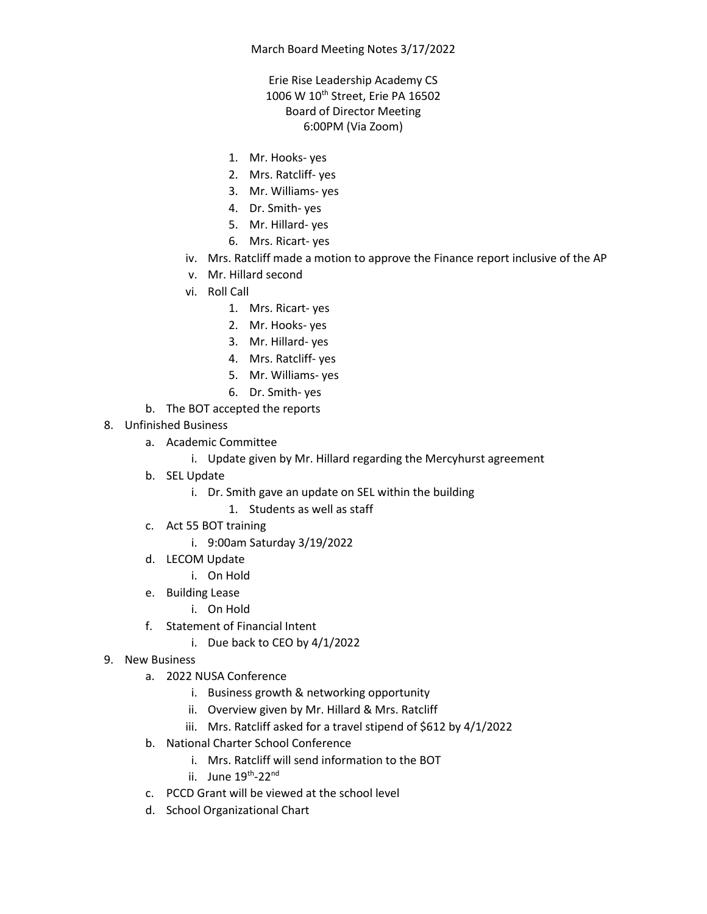March Board Meeting Notes 3/17/2022

Erie Rise Leadership Academy CS
1006 W 10th Street, Erie PA 16502
Board of Director Meeting
6:00PM (Via Zoom)

1. Mr. Hooks- yes
2. Mrs. Ratcliff- yes
3. Mr. Williams- yes
4. Dr. Smith- yes
5. Mr. Hillard- yes
6. Mrs. Ricart- yes

iv. Mrs. Ratcliff made a motion to approve the Finance report inclusive of the AP

v. Mr. Hillard second

vi. Roll Call

1. Mrs. Ricart- yes
2. Mr. Hooks- yes
3. Mr. Hillard- yes
4. Mrs. Ratcliff- yes
5. Mr. Williams- yes
6. Dr. Smith- yes

b. The BOT accepted the reports

8. Unfinished Business
   a. Academic Committee
      i. Update given by Mr. Hillard regarding the Mercyhurst agreement
   b. SEL Update
      i. Dr. Smith gave an update on SEL within the building
         1. Students as well as staff
   c. Act 55 BOT training
      i. 9:00am Saturday 3/19/2022
   d. LECOM Update
      i. On Hold
   e. Building Lease
      i. On Hold
   f. Statement of Financial Intent
      i. Due back to CEO by 4/1/2022
9. New Business
   a. 2022 NUSA Conference
      i. Business growth & networking opportunity
      ii. Overview given by Mr. Hillard & Mrs. Ratcliff
      iii. Mrs. Ratcliff asked for a travel stipend of $612 by 4/1/2022
   b. National Charter School Conference
      i. Mrs. Ratcliff will send information to the BOT
      ii. June 19th-22nd
   c. PCCD Grant will be viewed at the school level
   d. School Organizational Chart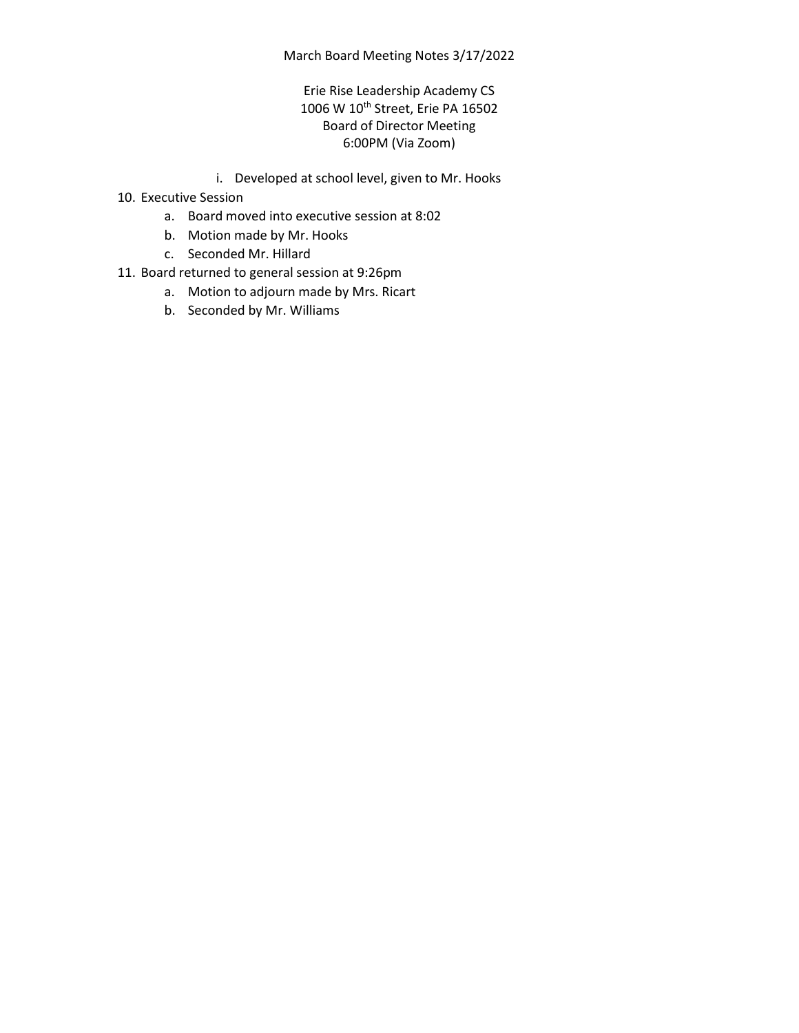March Board Meeting Notes 3/17/2022

Erie Rise Leadership Academy CS
1006 W 10th Street, Erie PA 16502
Board of Director Meeting
6:00PM (Via Zoom)

i. Developed at school level, given to Mr. Hooks

10. Executive Session
    a. Board moved into executive session at 8:02
    b. Motion made by Mr. Hooks
    c. Seconded Mr. Hillard
11. Board returned to general session at 9:26pm
    a. Motion to adjourn made by Mrs. Ricart
    b. Seconded by Mr. Williams